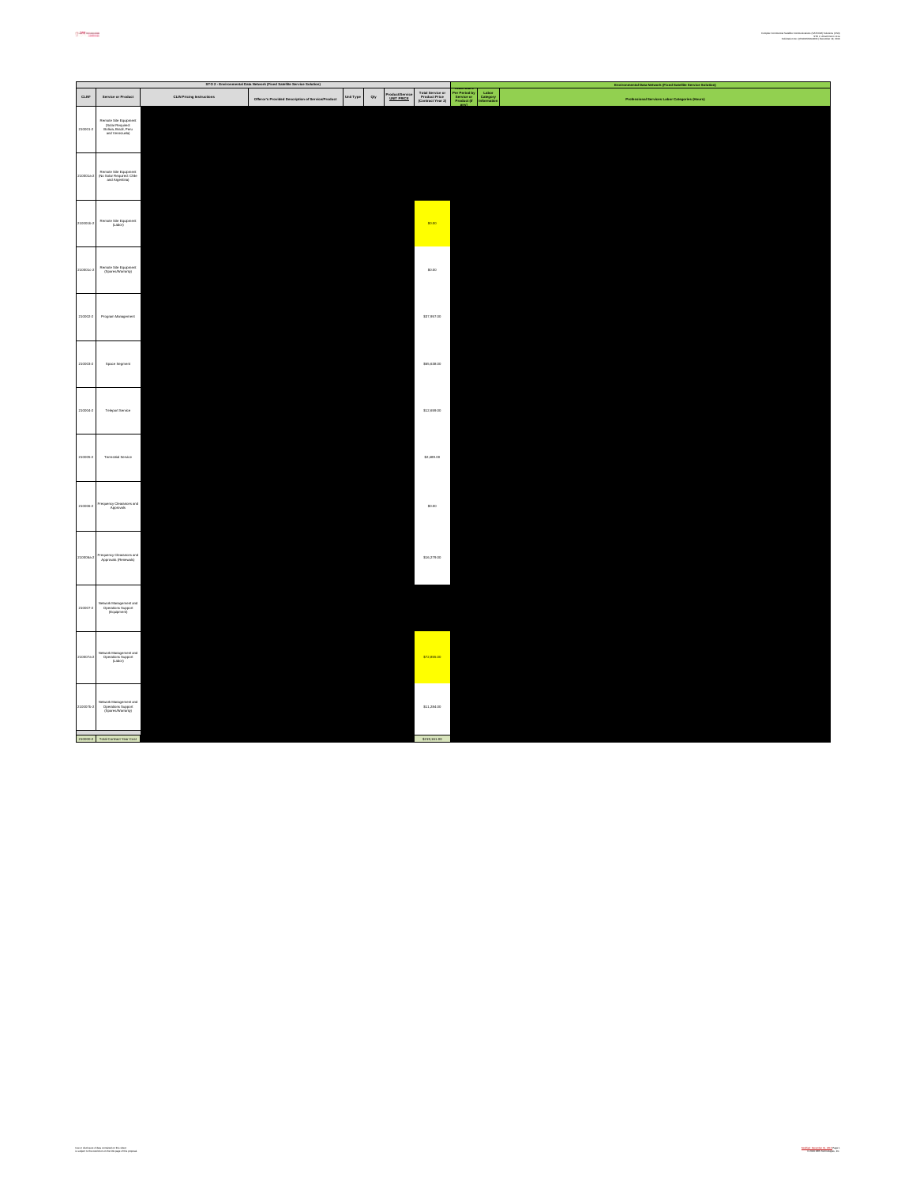| STO 2 - Environmental Data Network (Fixed Satellite Service Solution) | | | | | | | | | | Environmental Data Network (Fixed Satellite Service Solution) |
|---|---|---|---|---|---|---|---|---|---|---|
| CLIN* | Service or Product | CLIN Pricing Instructions | Offeror's Provided Description of Service/Product | Unit Type | Qty | Product/Service UNIT PRICE | Total Service or Product Price (Contract Year 2) | Per Period by Service or Product (if any) | Labor Category Information | Professional Services Labor Categories (Hours) |
| 210001-2 | Remote Site Equipment (Solar Required: Bolivia, Brazil, Peru and Venezuela) | | | | | | | | | |
| 210001a-2 | Remote Site Equipment (No Solar Required: Chile and Argentina) | | | | | | | | | |
| 210001b-2 | Remote Site Equipment (Labor) | | | | | | $0.00 | | | |
| 210001c-2 | Remote Site Equipment (Spares/Warranty) | | | | | | $0.00 | | | |
| 210002-2 | Program Management | | | | | | $37,857.00 | | | |
| 210003-2 | Space Segment | | | | | | $95,638.00 | | | |
| 210004-2 | Teleport Service | | | | | | $12,698.00 | | | |
| 210005-2 | Terrestrial Service | | | | | | $2,489.00 | | | |
| 210006-2 | Frequency Clearances and Approvals | | | | | | $0.00 | | | |
| 210006a-2 | Frequency Clearances and Approvals (Renewals) | | | | | | $16,278.00 | | | |
| 210007-2 | Network Management and Operations Support (Equipment) | | | | | | | | | |
| 210007a-2 | Network Management and Operations Support (Labor) | | | | | | $72,856.00 | | | |
| 210007b-2 | Network Management and Operations Support (Spares/Warranty) | | | | | | $11,294.00 | | | |
| 210000-2 | Total Contract Year Cost | | | | | | $229,161.00 | | | |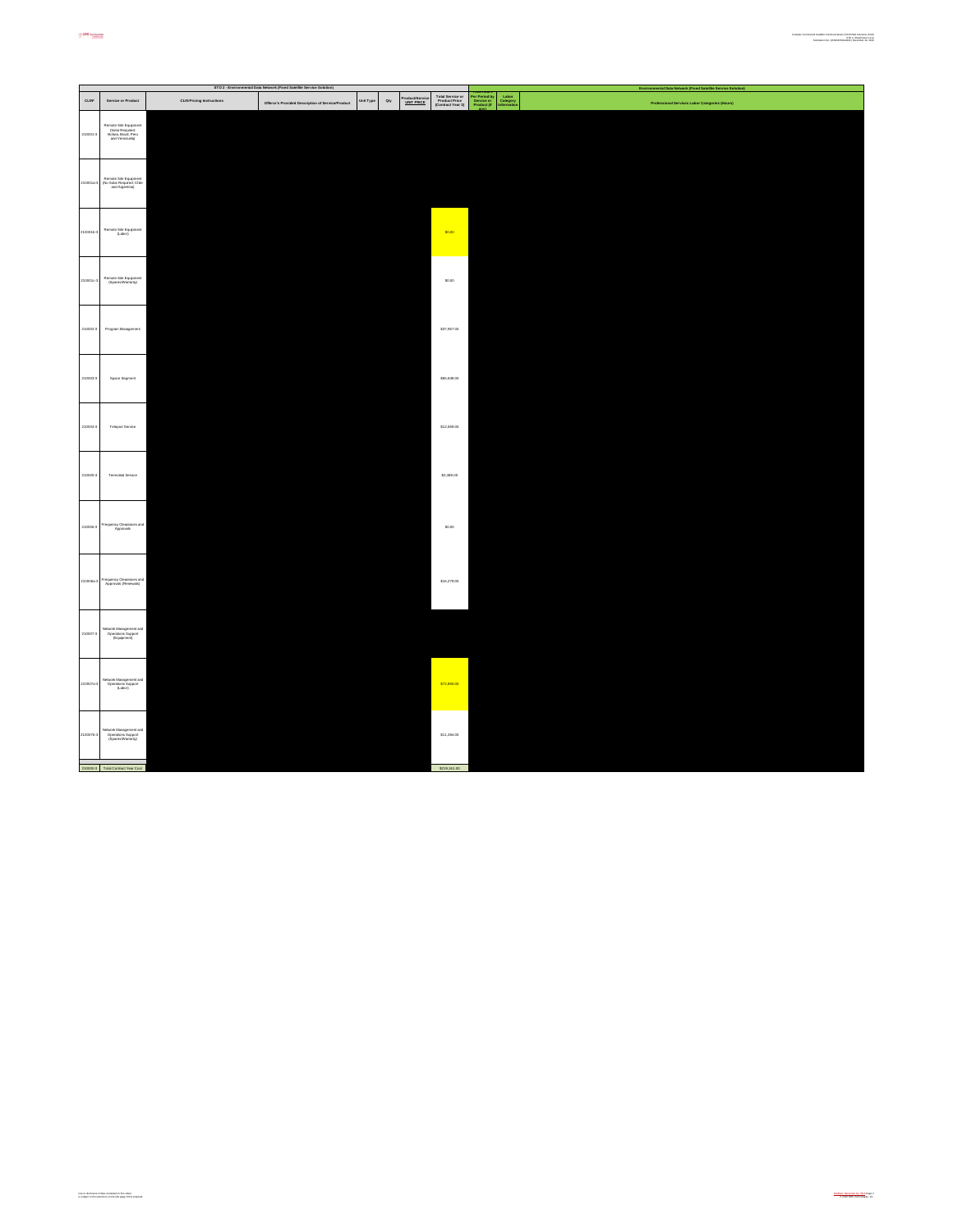| STO 3 - Environmental Data Network (Fixed Satellite Service Solution) | | | | | | | | | | Environmental Data Network (Fixed Satellite Service Solution) |
|---|---|---|---|---|---|---|---|---|---|---|
| CLIN* | Service or Product | CLIN Pricing Instructions | Offeror's Provided Description of Service/Product | Unit Type | Qty | Product/Service UNIT PRICE | Total Service or Product Price (Contract Year 3) | Per Period by Service or Product (if any) | Labor Category Information | Professional Services Labor Categories (Hours) |
| 210001-3 | Remote Site Equipment (Solar Required: Bolivia, Brazil, Peru and Venezuela) | | | | | | | | | |
| 210001a-3 | Remote Site Equipment (No Solar Required: Chile and Argentina) | | | | | | | | | |
| 210001b-3 | Remote Site Equipment (Labor) | | | | | | $0.00 | | | |
| 210001c-3 | Remote Site Equipment (Spares/Warranty) | | | | | | $0.00 | | | |
| 210002-3 | Program Management | | | | | | $37,957.00 | | | |
| 210003-3 | Space Segment | | | | | | $65,638.00 | | | |
| 210004-3 | Teleport Service | | | | | | $12,699.00 | | | |
| 210005-3 | Terrestrial Service | | | | | | $2,489.00 | | | |
| 210006-3 | Frequency Clearances and Approvals | | | | | | $0.00 | | | |
| 210006a-3 | Frequency Clearances and Approvals (Renewals) | | | | | | $16,278.00 | | | |
| 210007-3 | Network Management and Operations Support (Equipment) | | | | | | | | | |
| 210007a-3 | Network Management and Operations Support (Labor) | | | | | | $72,856.00 | | | |
| 210007b-3 | Network Management and Operations Support (Spares/Warranty) | | | | | | $11,294.00 | | | |
| 210000-3 | Total Contract Year Cost | | | | | | $219,161.00 | | | |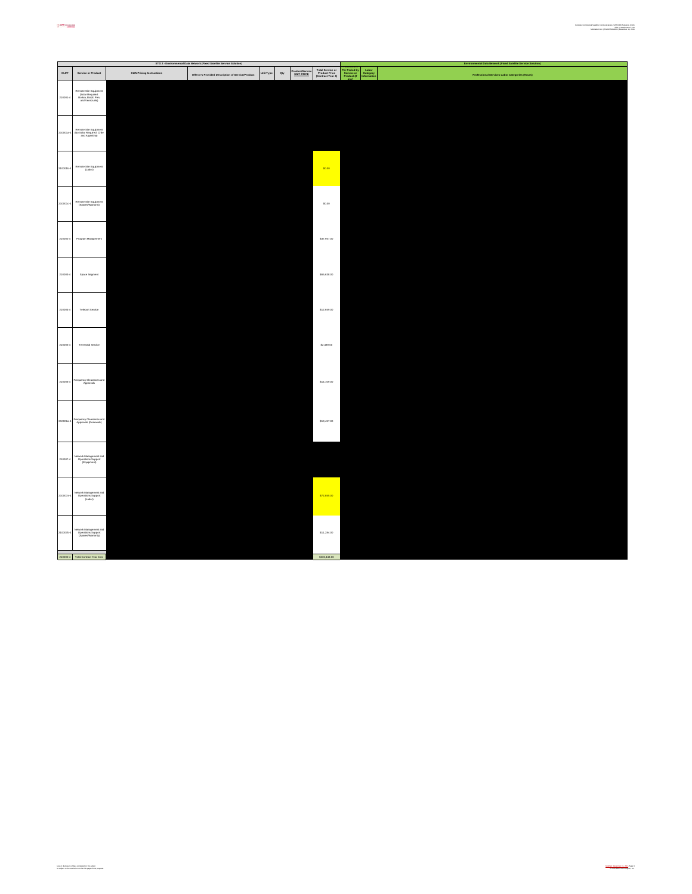| STO 3 - Environmental Data Network (Fixed Satellite Service Solution) | | | | | | | | | | Environmental Data Network (Fixed Satellite Service Solution) |
|---|---|---|---|---|---|---|---|---|---|---|
| CLIN# | Service or Product | CLIN Pricing Instructions | Offeror's Provided Description of Service/Product | Unit Type | Qty | Product/Service UNIT PRICE | Total Service or Product Price (Contract Year 4) | Per Period by Service or Product (If any) | Labor Category Information | Professional Services Labor Categories (Hours) |
| 210001-4 | Remote Site Equipment (Solar Required: Bolivia, Brazil, Peru and Venezuela) | | | | | | | | | |
| 210001a-4 | Remote Site Equipment (No Solar Required: Chile and Argentina) | | | | | | | | | |
| 210001b-4 | Remote Site Equipment (Labor) | | | | | | $0.00 | | | |
| 210001c-4 | Remote Site Equipment (Spares/Warranty) | | | | | | $0.00 | | | |
| 210002-4 | Program Management | | | | | | $37,957.00 | | | |
| 210003-4 | Space Segment | | | | | | $85,638.00 | | | |
| 210004-4 | Teleport Service | | | | | | $12,698.00 | | | |
| 210005-4 | Terrestrial Service | | | | | | $2,489.00 | | | |
| 210006-4 | Frequency Clearances and Approvals | | | | | | $14,109.00 | | | |
| 210006a-4 | Frequency Clearances and Approvals (Renewals) | | | | | | $13,457.00 | | | |
| 210007-4 | Network Management and Operations Support (Equipment) | | | | | | | | | |
| 210007a-4 | Network Management and Operations Support (Labor) | | | | | | $72,858.00 | | | |
| 210007b-4 | Network Management and Operations Support (Spares/Warranty) | | | | | | $51,294.00 | | | |
| 210000-4 | Total Contract Year Cost | | | | | | $290,446.00 | | | |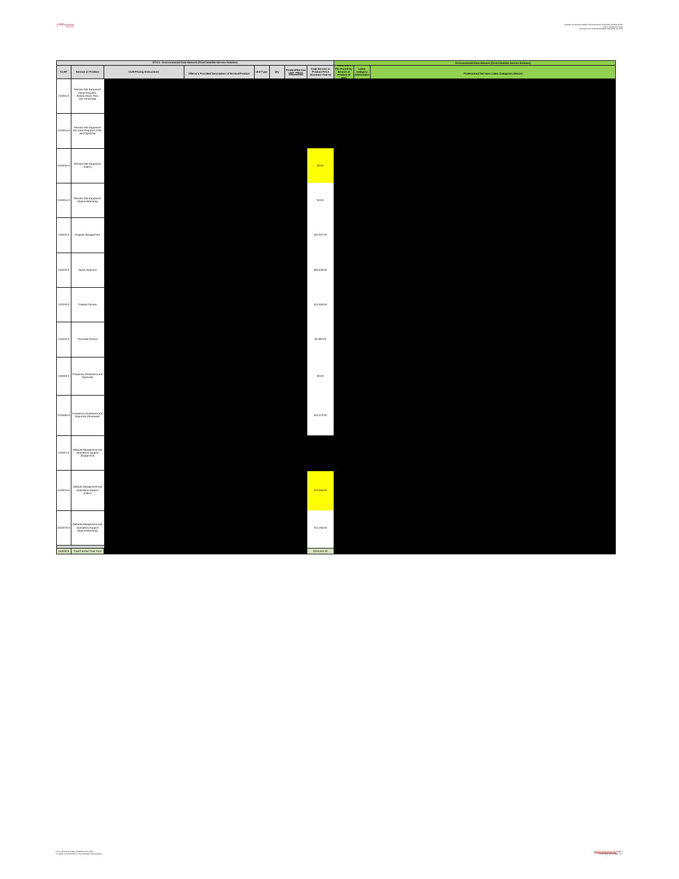| STO 3 - Environmental Data Network (Fixed Satellite Service Solution) | | | | | | | | Environmental Data Network (Fixed Satellite Service Solution) | | |
|---|---|---|---|---|---|---|---|---|---|---|
| CLIN* | Service or Product | CLIN Pricing Instructions | Offeror's Provided Description of Service/Product | Unit Type | Qty | Product/Service UNIT PRICE | Total Service or Product Price (Contract Year 5) | Per Period by Service or Product (if any) | Labor Category Information | Professional Services Labor Categories (Hours) |
| 210001-5 | Remote Site Equipment (Solar Required: Bolivia, Brazil, Peru and Venezuela) | | | | | | | | | |
| 210001a-5 | Remote Site Equipment (No Solar Required: Chile and Argentina) | | | | | | | | | |
| 210001b-5 | Remote Site Equipment (Labor) | | | | | | $0.00 | | | |
| 210001c-5 | Remote Site Equipment (Spares/Warranty) | | | | | | $0.00 | | | |
| 210002-5 | Program Management | | | | | | $37,957.00 | | | |
| 210003-5 | Space Segment | | | | | | $65,638.00 | | | |
| 210004-5 | Teleport Service | | | | | | $12,699.00 | | | |
| 210005-5 | Terrestrial Service | | | | | | $2,489.00 | | | |
| 210006-5 | Frequency Clearances and Approvals | | | | | | $0.00 | | | |
| 210006a-5 | Frequency Clearances and Approvals (Renewals) | | | | | | $16,279.00 | | | |
| 210007-5 | Network Management and Operations Support (Equipment) | | | | | | | | | |
| 210007a-5 | Network Management and Operations Support (Labor) | | | | | | $72,856.00 | | | |
| 210007b-5 | Network Management and Operations Support (Spares/Warranty) | | | | | | $11,284.00 | | | |
| 210000-5 | Total Contract Year Cost | | | | | | $219,161.00 | | | |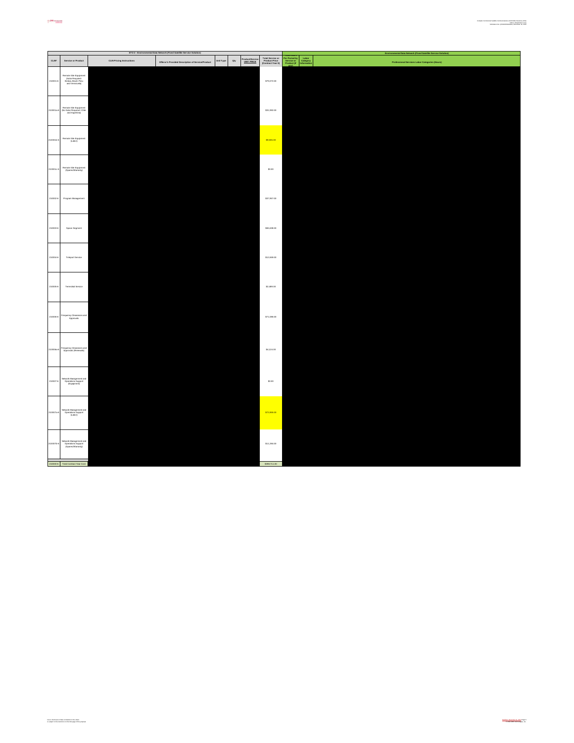| STO 3 - Environmental Data Network (Fixed Satellite Service Solution) | | | | | | | | Environmental Data Network (Fixed Satellite Service Solution) | | |
|---|---|---|---|---|---|---|---|---|---|---|
| CLIN* | Service or Product | CLIN Pricing Instructions | Offeror's Provided Description of Service/Product | Unit Type | Qty | Product/Service UNIT PRICE | Total Service or Product Price (Contract Year 6) | Per Period by Service or Product (if any) | Labor Category Information | Professional Services Labor Categories (Hours) |
| 210001-6 | Remote Site Equipment (Solar Required: Bolivia, Brazil, Peru and Venezuela) | | | | | | $79,072.00 | | | |
| 210001a-6 | Remote Site Equipment (No Solar Required: Chile and Argentina) | | | | | | $31,992.00 | | | |
| 210001b-6 | Remote Site Equipment (Labor) | | | | | | $9,555.00 | | | |
| 210001c-6 | Remote Site Equipment (Spares/Warranty) | | | | | | $0.00 | | | |
| 210002-6 | Program Management | | | | | | $37,857.00 | | | |
| 210003-6 | Space Segment | | | | | | $65,638.00 | | | |
| 210004-6 | Teleport Service | | | | | | $12,699.00 | | | |
| 210005-6 | Terrestrial Service | | | | | | $2,489.00 | | | |
| 210006-6 | Frequency Clearances and Approvals | | | | | | $71,086.00 | | | |
| 210006a-6 | Frequency Clearances and Approvals (Renewals) | | | | | | $4,124.00 | | | |
| 210007-6 | Network Management and Operations Support (Equipment) | | | | | | $0.00 | | | |
| 210007a-6 | Network Management and Operations Support (Labor) | | | | | | $72,955.00 | | | |
| 210007b-6 | Network Management and Operations Support (Spares/Warranty) | | | | | | $11,294.00 | | | |
| 210000-6 | Total Contract Year Cost | | | | | | $398,711.00 | | | |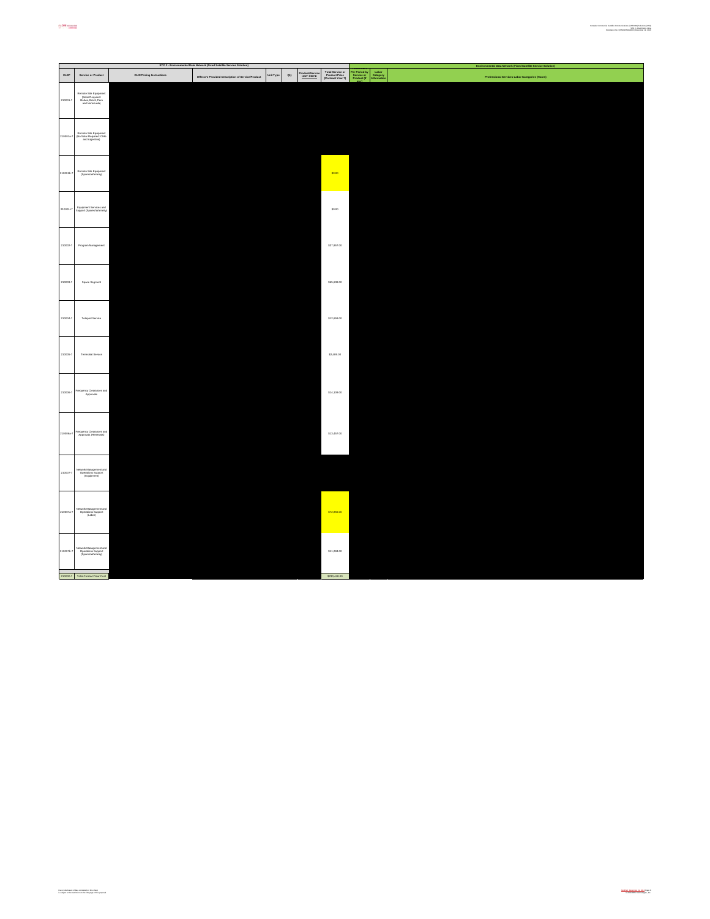| STO 3 - Environmental Data Network (Fixed Satellite Service Solution) | | | | | | | | Environmental Data Network (Fixed Satellite Service Solution) | | |
|---|---|---|---|---|---|---|---|---|---|---|
| CLIN* | Service or Product | CLIN Pricing Instructions | Offeror's Provided Description of Service/Product | Unit Type | Qty | Product/Service UNIT PRICE | Total Service or Product Price (Contract Year 7) | Per Period by Service or Product (if any) | Labor Category Information | Professional Services Labor Categories (Hours) |
| 210001-7 | Remote Site Equipment (Solar Required: Bolivia, Brazil, Peru and Venezuela) | | | | | | | | | |
| 210001a-7 | Remote Site Equipment (No Solar Required: Chile and Argentina) | | | | | | | | | |
| 210001b-7 | Remote Site Equipment (Spares/Warranty) | | | | | | $0.00 | | | |
| 210001c-7 | Equipment Services and Support (Spares/Warranty) | | | | | | $0.00 | | | |
| 210002-7 | Program Management | | | | | | $37,957.00 | | | |
| 210003-7 | Space Segment | | | | | | $65,638.00 | | | |
| 210004-7 | Teleport Service | | | | | | $12,699.00 | | | |
| 210005-7 | Terrestrial Service | | | | | | $2,489.00 | | | |
| 210006-7 | Frequency Clearances and Approvals | | | | | | $14,109.00 | | | |
| 210006a-7 | Frequency Clearances and Approvals (Renewals) | | | | | | $13,457.00 | | | |
| 210007-7 | Network Management and Operations Support (Equipment) | | | | | | | | | |
| 210007a-7 | Network Management and Operations Support (Labor) | | | | | | $72,858.00 | | | |
| 210007b-7 | Network Management and Operations Support (Spares/Warranty) | | | | | | $11,284.00 | | | |
| 210000-7 | Total Contract Year Cost | | | | | | $230,438.00 | | | |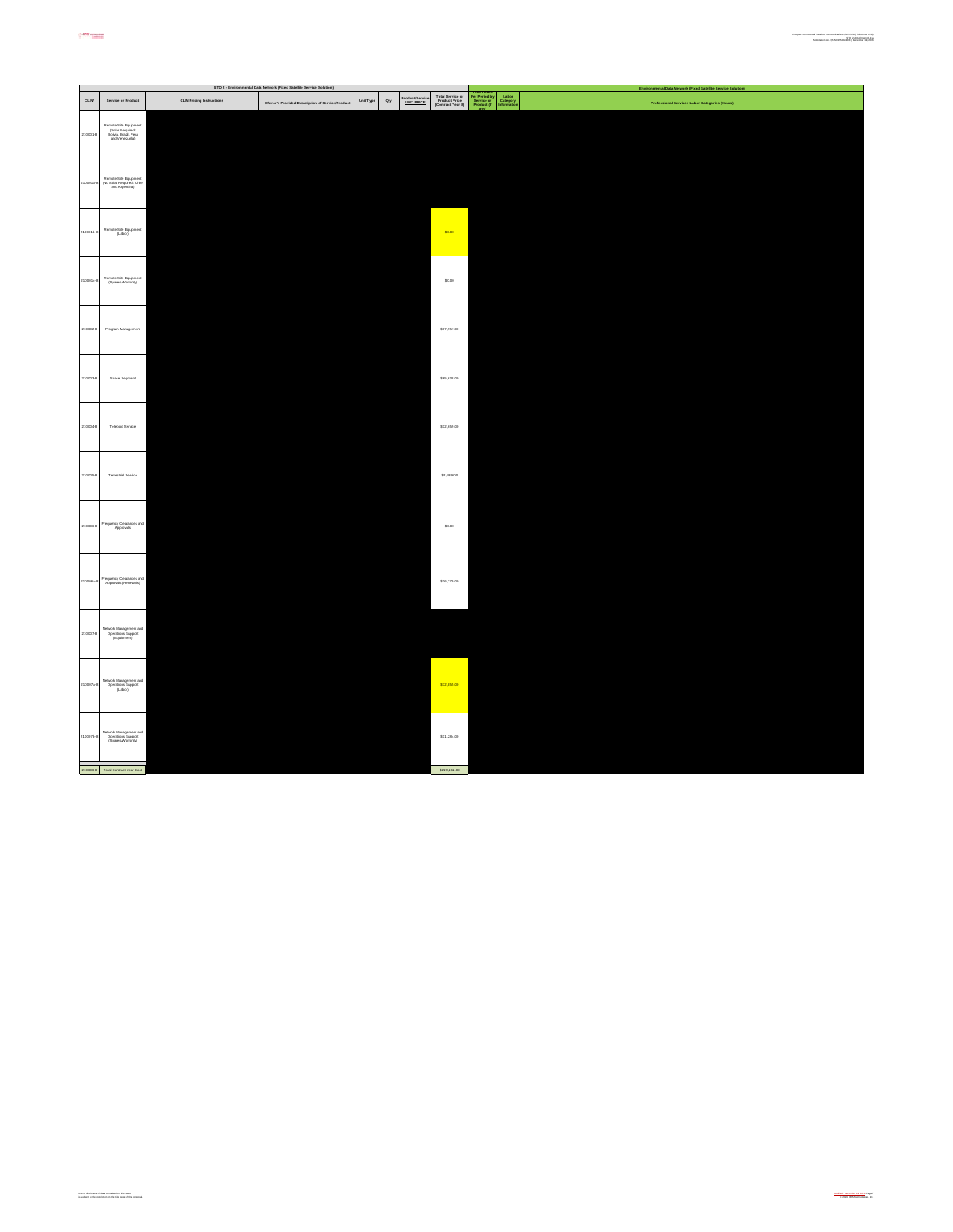| STO 3 - Environmental Data Network (Fixed Satellite Service Solution) | | | | | | | | Environmental Data Network (Fixed Satellite Service Solution) | | |
|---|---|---|---|---|---|---|---|---|---|---|
| CLIN* | Service or Product | CLIN Pricing Instructions | Offeror's Provided Description of Service/Product | Unit Type | Qty | Product/Service UNIT PRICE | Total Service or Product Price (Contract Year 6) | Per Period by Service or Product (if any) | Labor Category Information | Professional Services Labor Categories (Hours) |
| 210001-6 | Remote Site Equipment (Solar Required: Bolivia, Brazil, Peru and Venezuela) | | | | | | | | | |
| 210001a-6 | Remote Site Equipment (No Solar Required: Chile and Argentina) | | | | | | | | | |
| 210001b-6 | Remote Site Equipment (Labor) | | | | | | $0.00 | | | |
| 210001c-6 | Remote Site Equipment (Spares/Warranty) | | | | | | $0.00 | | | |
| 210002-6 | Program Management | | | | | | $37,857.00 | | | |
| 210003-6 | Space Segment | | | | | | $65,638.00 | | | |
| 210004-6 | Teleport Service | | | | | | $12,699.00 | | | |
| 210005-6 | Terrestrial Service | | | | | | $2,489.00 | | | |
| 210006-6 | Frequency Clearances and Approvals | | | | | | $0.00 | | | |
| 210006a-6 | Frequency Clearances and Approvals (Renewals) | | | | | | $16,278.00 | | | |
| 210007-6 | Network Management and Operations Support (Equipment) | | | | | | | | | |
| 210007a-6 | Network Management and Operations Support (Labor) | | | | | | $72,956.00 | | | |
| 210007b-6 | Network Management and Operations Support (Spares/Warranty) | | | | | | $11,244.00 | | | |
| 210000-6 | Total Contract Year Cost | | | | | | $219,161.00 | | | |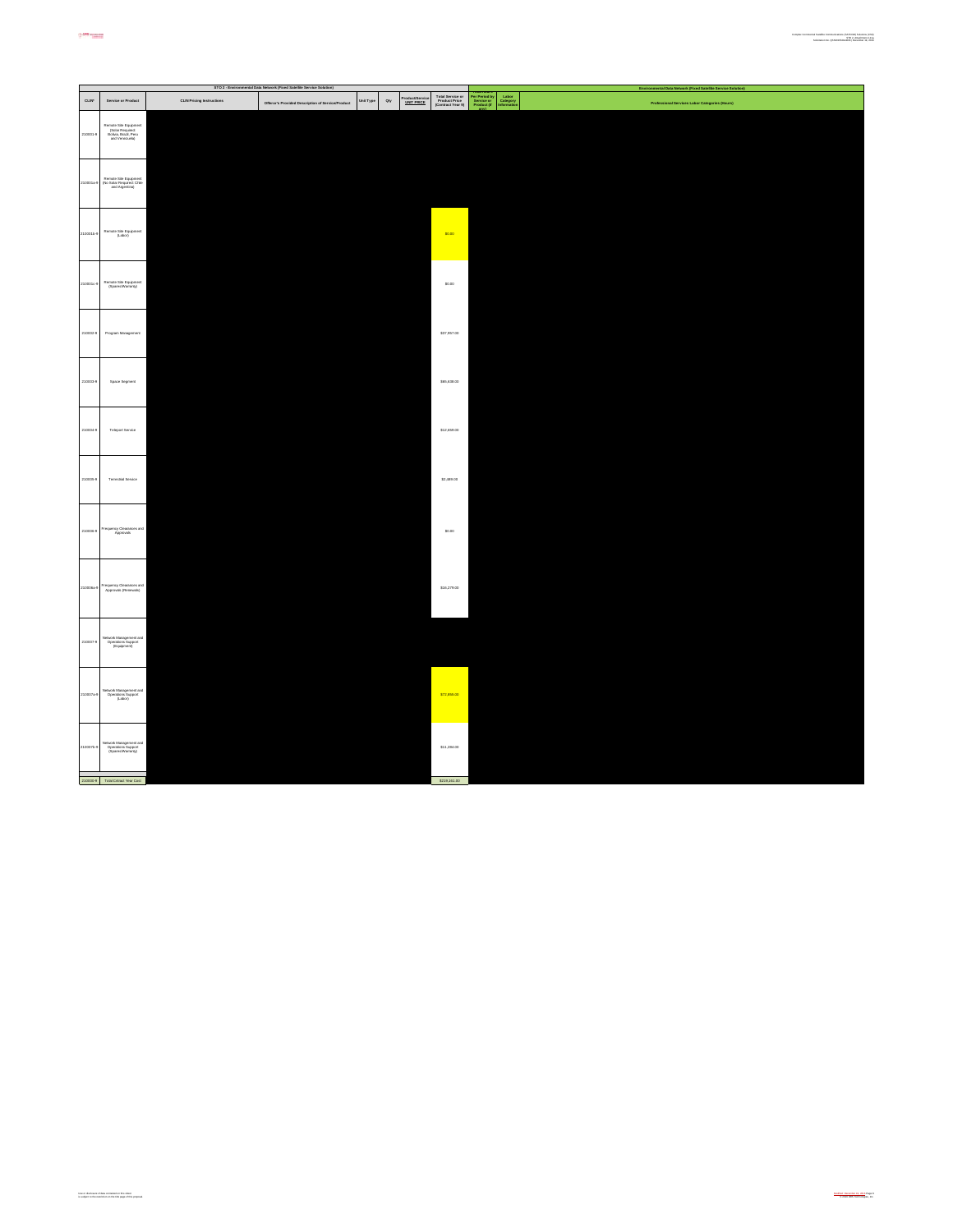| STO 3 - Environmental Data Network (Fixed Satellite Service Solution) | | | | | | | | | | Environmental Data Network (Fixed Satellite Service Solution) |
|---|---|---|---|---|---|---|---|---|---|---|
| CLIN* | Service or Product | CLIN Pricing Instructions | Offeror's Provided Description of Service/Product | Unit Type | Qty | Product/Service UNIT PRICE | Total Service or Product Price (Contract Year 8) | Per Period by Service or Product (if any) | Labor Category Information | Professional Services Labor Categories (Hours) |
| 210001-8 | Remote Site Equipment (Solar Required: Bolivia, Brazil, Peru and Venezuela) | | | | | | | | | |
| 210001a-8 | Remote Site Equipment (No Solar Required: Chile and Argentina) | | | | | | | | | |
| 210001b-8 | Remote Site Equipment (Labor) | | | | | | $0.00 | | | |
| 210001c-8 | Remote Site Equipment (Spares/Warranty) | | | | | | $0.00 | | | |
| 210002-8 | Program Management | | | | | | $37,957.00 | | | |
| 210003-8 | Space Segment | | | | | | $65,838.00 | | | |
| 210004-8 | Teleport Service | | | | | | $12,658.00 | | | |
| 210005-8 | Terrestrial Service | | | | | | $2,489.00 | | | |
| 210006-8 | Frequency Clearances and Approvals | | | | | | $0.00 | | | |
| 210006a-8 | Frequency Clearances and Approvals (Renewals) | | | | | | $16,279.00 | | | |
| 210007-8 | Network Management and Operations Support (Equipment) | | | | | | | | | |
| 210007a-8 | Network Management and Operations Support (Labor) | | | | | | $72,656.00 | | | |
| 210007b-8 | Network Management and Operations Support (Spares/Warranty) | | | | | | $11,284.00 | | | |
| 210000-8 | Total Critical Year Cost | | | | | | $219,161.00 | | | |

Use or disclosure of data contained on this sheet is subject to the restriction on the title page of this proposal.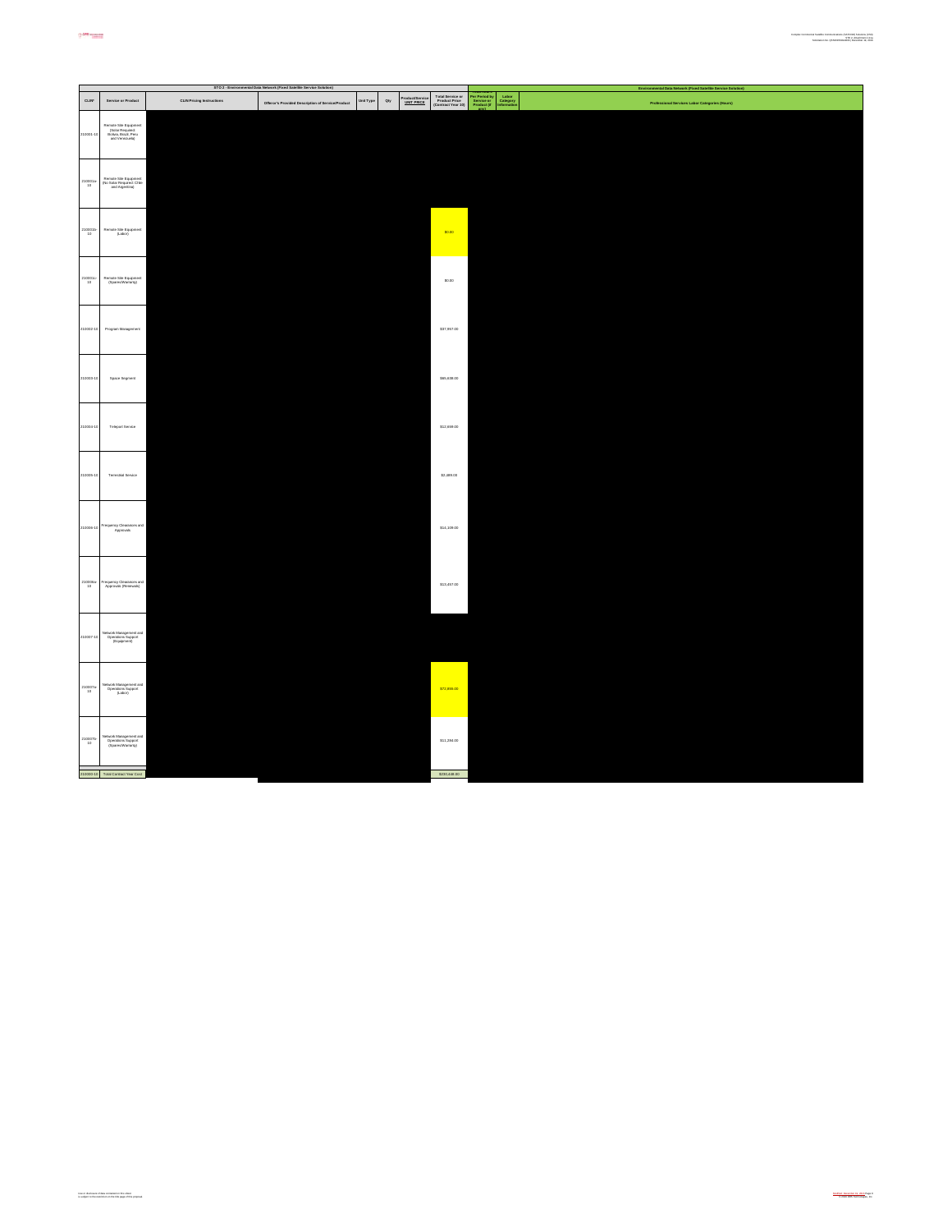| STO 3 - Environmental Data Network (Fixed Satellite Service Solution) | | | | | | | | | Environmental Data Network (Fixed Satellite Service Solution) | | |
|---|---|---|---|---|---|---|---|---|---|---|---|
| CLIN* | Service or Product | CLIN Pricing Instructions | Offeror's Provided Description of Service/Product | Unit Type | Qty | Product/Service UNIT PRICE | Total Service or Product Price (Contract Year 10) | Per Period by Service or Product (if any) | Labor Category Information | Professional Services Labor Categories (Hours) |
| 210001-10 | Remote Site Equipment (Solar Required: Bolivia, Brazil, Peru and Venezuela) | | | | | | | | | |
| 210001a-10 | Remote Site Equipment (No Solar Required: Chile and Argentina) | | | | | | | | | |
| 210001b-10 | Remote Site Equipment (Labor) | | | | | | $0.00 | | | |
| 210001c-10 | Remote Site Equipment (Spares/Warranty) | | | | | | $0.00 | | | |
| 210002-10 | Program Management | | | | | | $37,857.00 | | | |
| 210003-10 | Space Segment | | | | | | $65,638.00 | | | |
| 210004-10 | Teleport Service | | | | | | $12,699.00 | | | |
| 210005-10 | Terrestrial Service | | | | | | $2,489.00 | | | |
| 210006-10 | Frequency Clearances and Approvals | | | | | | $14,109.00 | | | |
| 210006a-10 | Frequency Clearances and Approvals (Renewals) | | | | | | $13,457.00 | | | |
| 210007-10 | Network Management and Operations Support (Equipment) | | | | | | | | | |
| 210007a-10 | Network Management and Operations Support (Labor) | | | | | | $72,855.00 | | | |
| 210007b-10 | Network Management and Operations Support (Spares/Warranty) | | | | | | $11,294.00 | | | |
| 210000-10 | Total Contract Year Cost | | | | | | $230,446.00 | | | |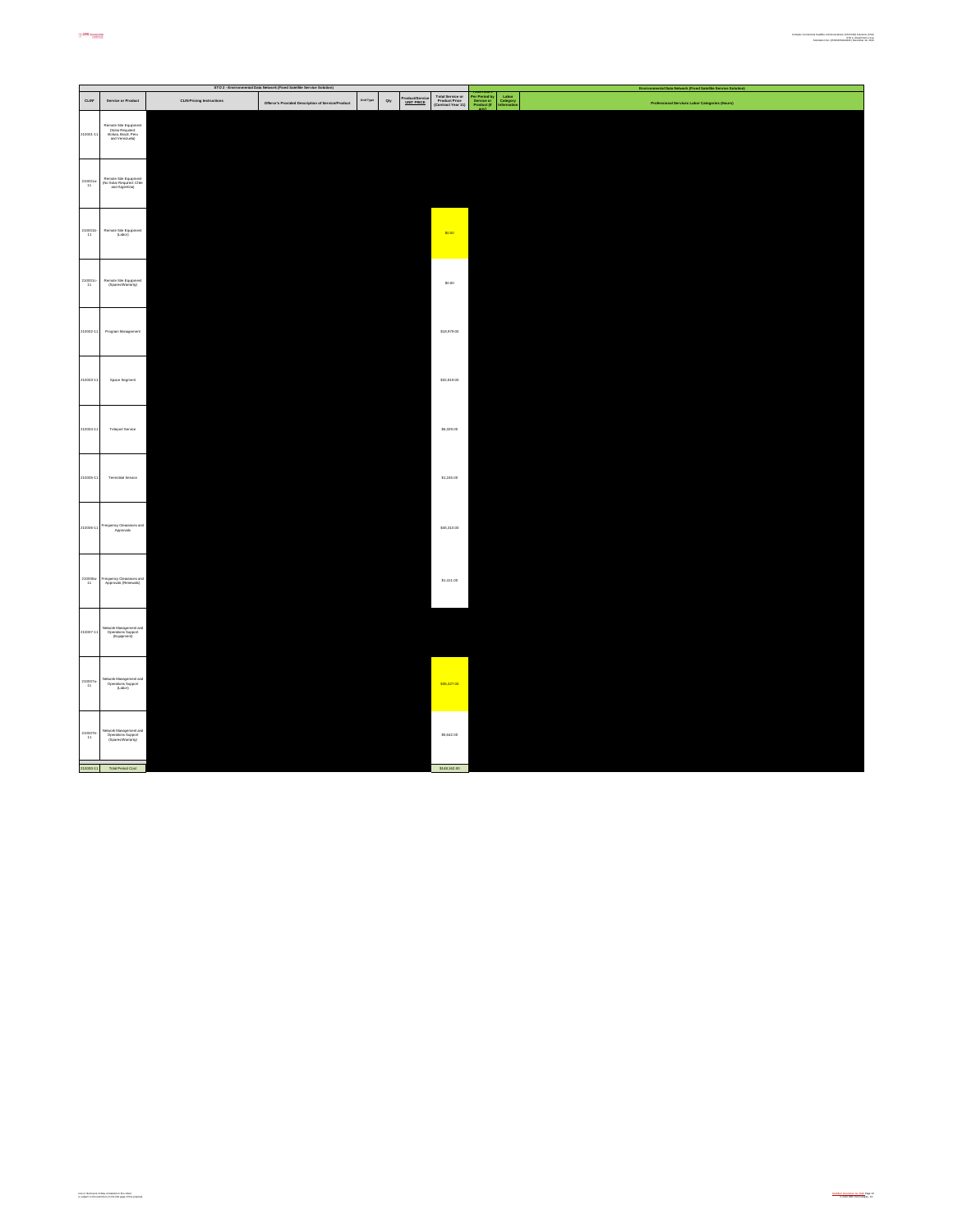| STO 3 - Environmental Data Network (Fixed Satellite Service Solution) | | | | | | | | | | | Environmental Data Network (Fixed Satellite Service Solution) |
|---|---|---|---|---|---|---|---|---|---|---|---|
| CLIN* | Service or Product | CLIN Pricing Instructions | Offeror's Provided Description of Service/Product | Unit Type | Qty | Product/Service UNIT PRICE | Total Service or Product Price (Contract Year 11) | Per Period by Service or Product (if any) | Labor Category Information | | Professional Services Labor Categories (Hours) |
| 210001-11 | Remote Site Equipment (Solar Required: Bolivia, Brazil, Peru and Venezuela) | | | | | | | | | | |
| 210001a-11 | Remote Site Equipment (No Solar Required: Chile and Argentina) | | | | | | | | | | |
| 210001b-11 | Remote Site Equipment (Labor) | | | | | | $0.00 | | | | |
| 210001c-11 | Remote Site Equipment (Spares/Warranty) | | | | | | $0.00 | | | | |
| 210002-11 | Program Management | | | | | | $18,979.00 | | | | |
| 210003-11 | Space Segment | | | | | | $32,819.00 | | | | |
| 210004-11 | Teleport Service | | | | | | $6,329.00 | | | | |
| 210005-11 | Terrestrial Service | | | | | | $1,245.00 | | | | |
| 210006-11 | Frequency Clearances and Approvals | | | | | | $45,310.00 | | | | |
| 210006a-11 | Frequency Clearances and Approvals (Renewals) | | | | | | $1,411.00 | | | | |
| 210007-11 | Network Management and Operations Support (Equipment) | | | | | | | | | | |
| 210007a-11 | Network Management and Operations Support (Labor) | | | | | | $36,427.00 | | | | |
| 210007b-11 | Network Management and Operations Support (Spares/Warranty) | | | | | | $9,642.00 | | | | |
| 210000-11 | Total Period Cost | | | | | | $149,162.00 | | | | |